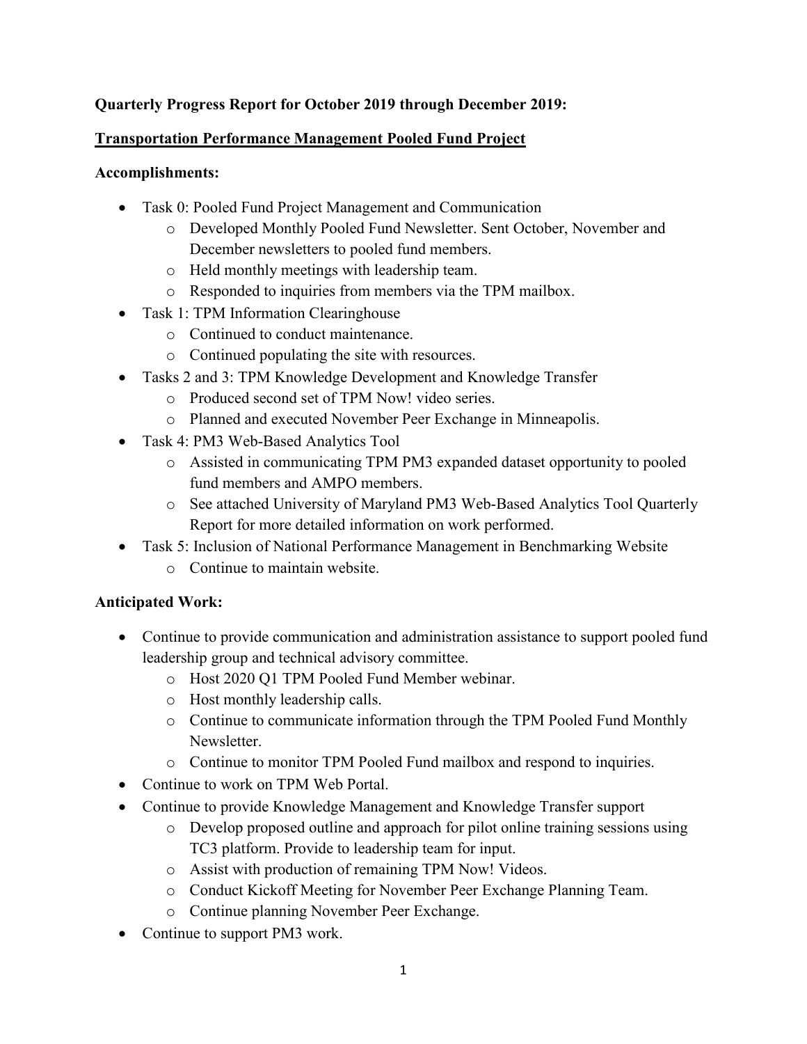**Quarterly Progress Report for October 2019 through December 2019:**

**Transportation Performance Management Pooled Fund Project**

**Accomplishments:**

- Task 0: Pooled Fund Project Management and Communication
  - Developed Monthly Pooled Fund Newsletter. Sent October, November and December newsletters to pooled fund members.
  - Held monthly meetings with leadership team.
  - Responded to inquiries from members via the TPM mailbox.
- Task 1: TPM Information Clearinghouse
  - Continued to conduct maintenance.
  - Continued populating the site with resources.
- Tasks 2 and 3: TPM Knowledge Development and Knowledge Transfer
  - Produced second set of TPM Now! video series.
  - Planned and executed November Peer Exchange in Minneapolis.
- Task 4: PM3 Web-Based Analytics Tool
  - Assisted in communicating TPM PM3 expanded dataset opportunity to pooled fund members and AMPO members.
  - See attached University of Maryland PM3 Web-Based Analytics Tool Quarterly Report for more detailed information on work performed.
- Task 5: Inclusion of National Performance Management in Benchmarking Website
  - Continue to maintain website.

**Anticipated Work:**

- Continue to provide communication and administration assistance to support pooled fund leadership group and technical advisory committee.
  - Host 2020 Q1 TPM Pooled Fund Member webinar.
  - Host monthly leadership calls.
  - Continue to communicate information through the TPM Pooled Fund Monthly Newsletter.
  - Continue to monitor TPM Pooled Fund mailbox and respond to inquiries.
- Continue to work on TPM Web Portal.
- Continue to provide Knowledge Management and Knowledge Transfer support
  - Develop proposed outline and approach for pilot online training sessions using TC3 platform. Provide to leadership team for input.
  - Assist with production of remaining TPM Now! Videos.
  - Conduct Kickoff Meeting for November Peer Exchange Planning Team.
  - Continue planning November Peer Exchange.
- Continue to support PM3 work.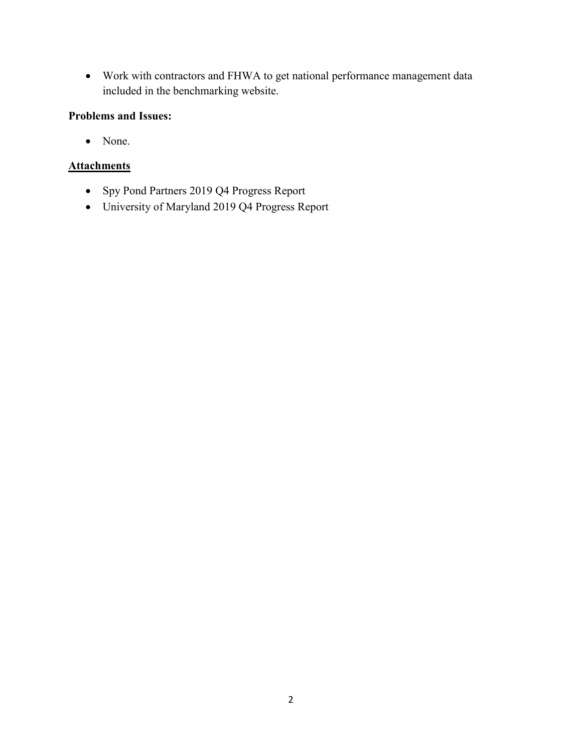- Work with contractors and FHWA to get national performance management data included in the benchmarking website.

**Problems and Issues:**

- None.

**Attachments**

- Spy Pond Partners 2019 Q4 Progress Report
- University of Maryland 2019 Q4 Progress Report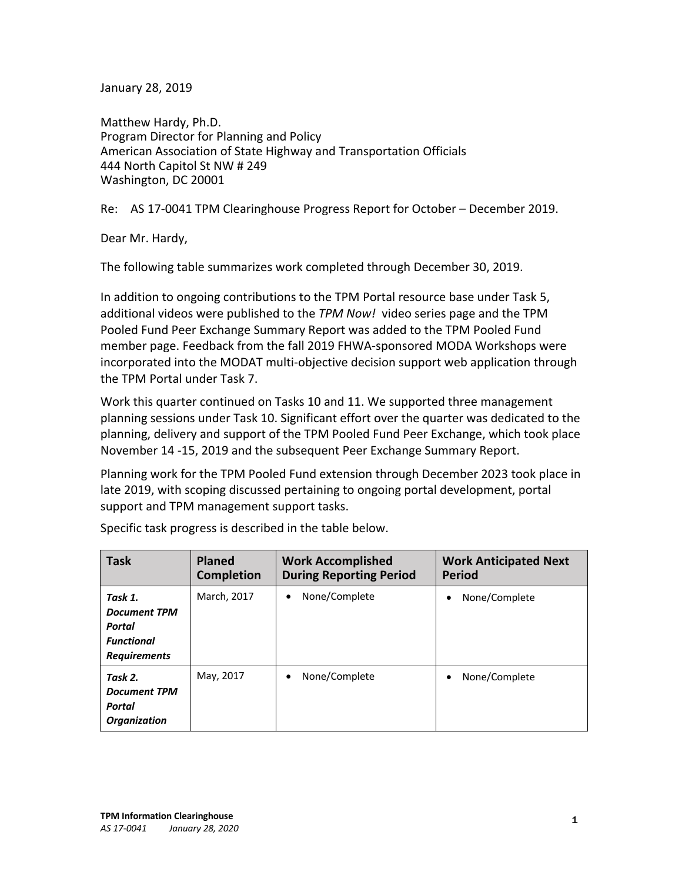January 28, 2019

Matthew Hardy, Ph.D.
Program Director for Planning and Policy
American Association of State Highway and Transportation Officials
444 North Capitol St NW # 249
Washington, DC 20001

Re: AS 17-0041 TPM Clearinghouse Progress Report for October – December 2019.

Dear Mr. Hardy,

The following table summarizes work completed through December 30, 2019.

In addition to ongoing contributions to the TPM Portal resource base under Task 5, additional videos were published to the *TPM Now!* video series page and the TPM Pooled Fund Peer Exchange Summary Report was added to the TPM Pooled Fund member page. Feedback from the fall 2019 FHWA-sponsored MODA Workshops were incorporated into the MODAT multi-objective decision support web application through the TPM Portal under Task 7.

Work this quarter continued on Tasks 10 and 11. We supported three management planning sessions under Task 10. Significant effort over the quarter was dedicated to the planning, delivery and support of the TPM Pooled Fund Peer Exchange, which took place November 14 -15, 2019 and the subsequent Peer Exchange Summary Report.

Planning work for the TPM Pooled Fund extension through December 2023 took place in late 2019, with scoping discussed pertaining to ongoing portal development, portal support and TPM management support tasks.

Specific task progress is described in the table below.

| Task | Planed Completion | Work Accomplished During Reporting Period | Work Anticipated Next Period |
|---|---|---|---|
| ***Task 1. Document TPM Portal Functional Requirements*** | March, 2017 | • None/Complete | • None/Complete |
| ***Task 2. Document TPM Portal Organization*** | May, 2017 | • None/Complete | • None/Complete |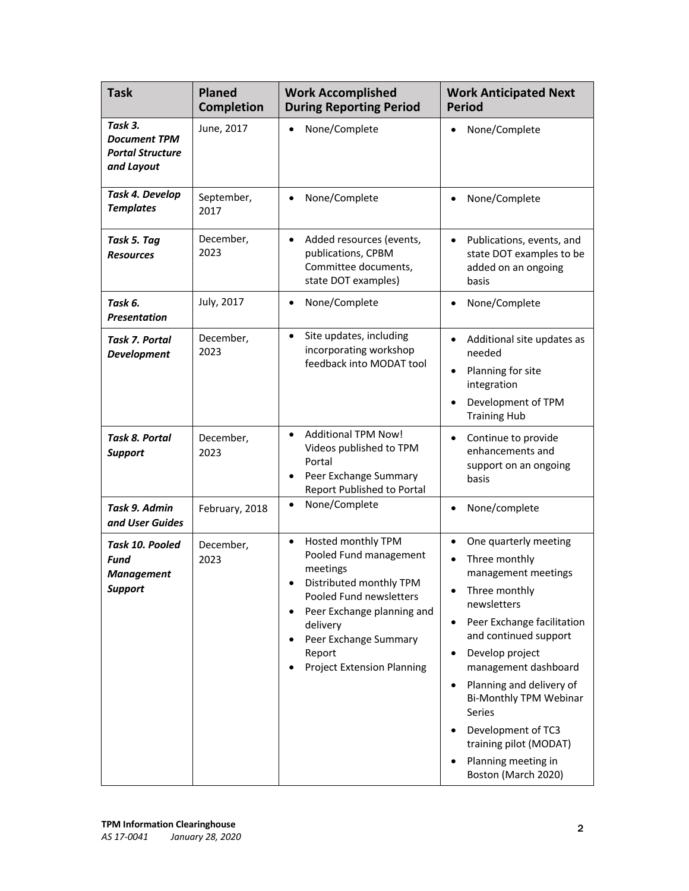| **Task** | **Planed Completion** | **Work Accomplished During Reporting Period** | **Work Anticipated Next Period** |
|---|---|---|---|
| ***Task 3. Document TPM Portal Structure and Layout*** | June, 2017 | • None/Complete | • None/Complete |
| ***Task 4. Develop Templates*** | September, 2017 | • None/Complete | • None/Complete |
| ***Task 5. Tag Resources*** | December, 2023 | • Added resources (events, publications, CPBM Committee documents, state DOT examples) | • Publications, events, and state DOT examples to be added on an ongoing basis |
| ***Task 6. Presentation*** | July, 2017 | • None/Complete | • None/Complete |
| ***Task 7. Portal Development*** | December, 2023 | • Site updates, including incorporating workshop feedback into MODAT tool | • Additional site updates as needed<br>• Planning for site integration<br>• Development of TPM Training Hub |
| ***Task 8. Portal Support*** | December, 2023 | • Additional TPM Now! Videos published to TPM Portal<br>• Peer Exchange Summary Report Published to Portal | • Continue to provide enhancements and support on an ongoing basis |
| ***Task 9. Admin and User Guides*** | February, 2018 | • None/Complete | • None/complete |
| ***Task 10. Pooled Fund Management Support*** | December, 2023 | • Hosted monthly TPM Pooled Fund management meetings<br>• Distributed monthly TPM Pooled Fund newsletters<br>• Peer Exchange planning and delivery<br>• Peer Exchange Summary Report<br>• Project Extension Planning | • One quarterly meeting<br>• Three monthly management meetings<br>• Three monthly newsletters<br>• Peer Exchange facilitation and continued support<br>• Develop project management dashboard<br>• Planning and delivery of Bi-Monthly TPM Webinar Series<br>• Development of TC3 training pilot (MODAT)<br>• Planning meeting in Boston (March 2020) |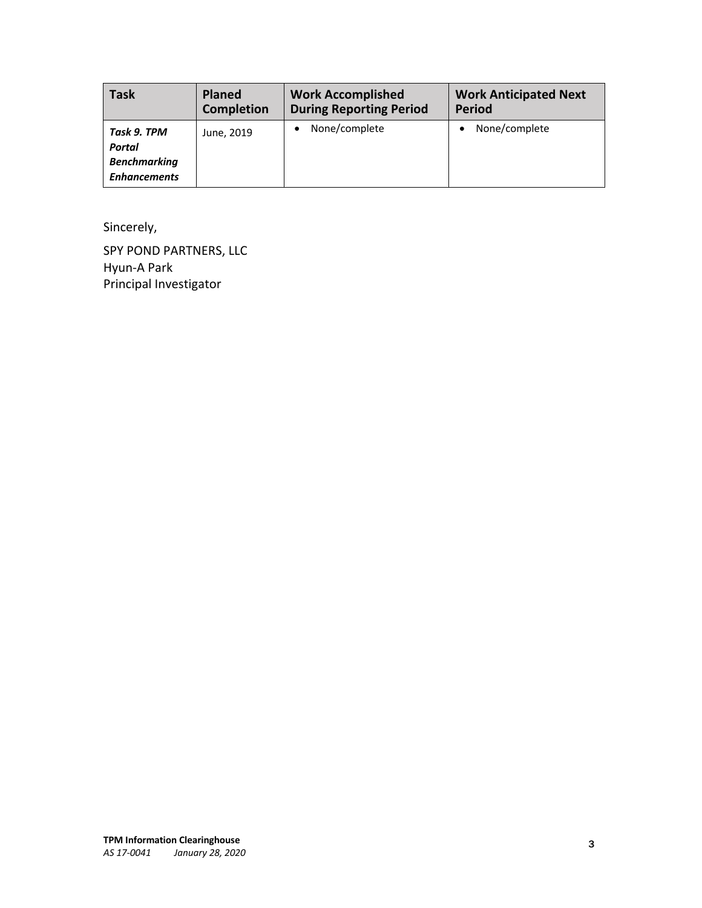| Task | Planed Completion | Work Accomplished During Reporting Period | Work Anticipated Next Period |
| --- | --- | --- | --- |
| ***Task 9. TPM Portal Benchmarking Enhancements*** | June, 2019 | • None/complete | • None/complete |

Sincerely,

SPY POND PARTNERS, LLC
Hyun-A Park
Principal Investigator